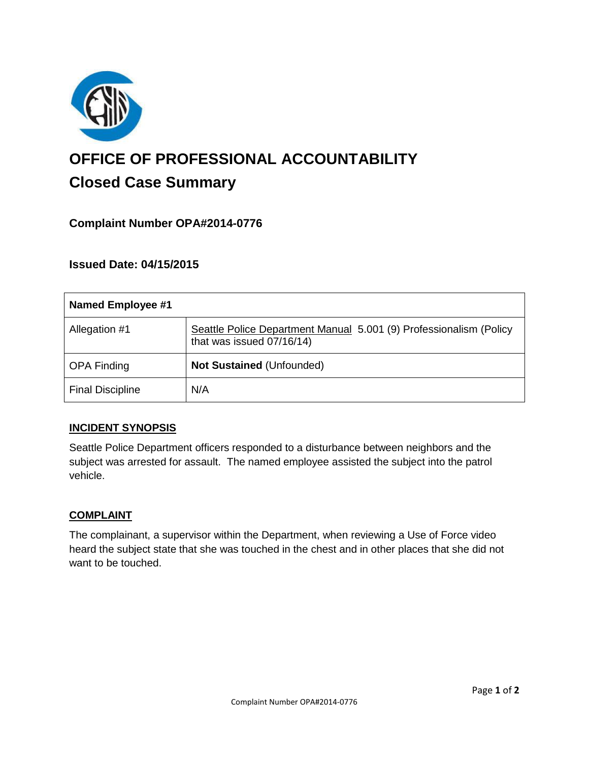# OFFICE OF PROFESSIONAL ACCOUNTABILITY

## Closed Case Summary

### Complaint Number OPA#2014-0776

### Issued Date: 04/15/2015

| Named Employee #1 | |
|---|---|
| Allegation #1 | Seattle Police Department Manual 5.001 (9) Professionalism (Policy that was issued 07/16/14) |
| OPA Finding | **Not Sustained** (Unfounded) |
| Final Discipline | N/A |

## INCIDENT SYNOPSIS

Seattle Police Department officers responded to a disturbance between neighbors and the subject was arrested for assault. The named employee assisted the subject into the patrol vehicle.

## COMPLAINT

The complainant, a supervisor within the Department, when reviewing a Use of Force video heard the subject state that she was touched in the chest and in other places that she did not want to be touched.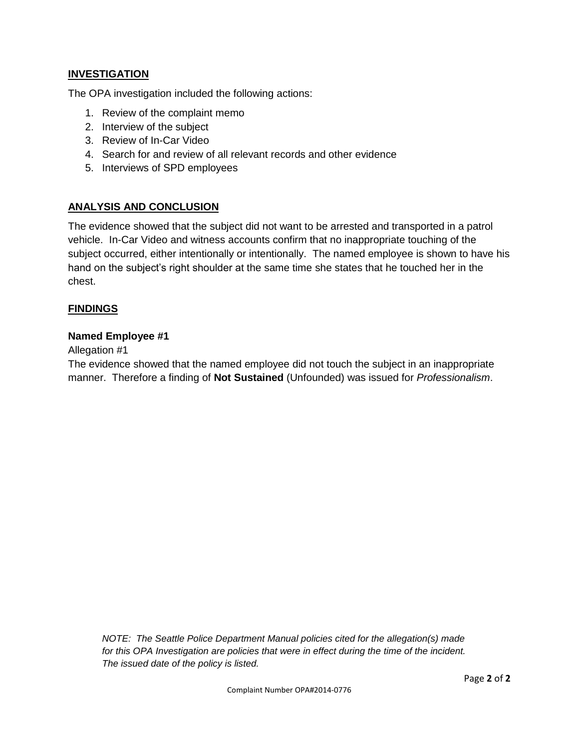## INVESTIGATION

The OPA investigation included the following actions:

1. Review of the complaint memo
2. Interview of the subject
3. Review of In-Car Video
4. Search for and review of all relevant records and other evidence
5. Interviews of SPD employees

## ANALYSIS AND CONCLUSION

The evidence showed that the subject did not want to be arrested and transported in a patrol vehicle. In-Car Video and witness accounts confirm that no inappropriate touching of the subject occurred, either intentionally or intentionally. The named employee is shown to have his hand on the subject's right shoulder at the same time she states that he touched her in the chest.

## FINDINGS

**Named Employee #1**

Allegation #1

The evidence showed that the named employee did not touch the subject in an inappropriate manner. Therefore a finding of **Not Sustained** (Unfounded) was issued for *Professionalism*.

*NOTE: The Seattle Police Department Manual policies cited for the allegation(s) made for this OPA Investigation are policies that were in effect during the time of the incident. The issued date of the policy is listed.*

Complaint Number OPA#2014-0776